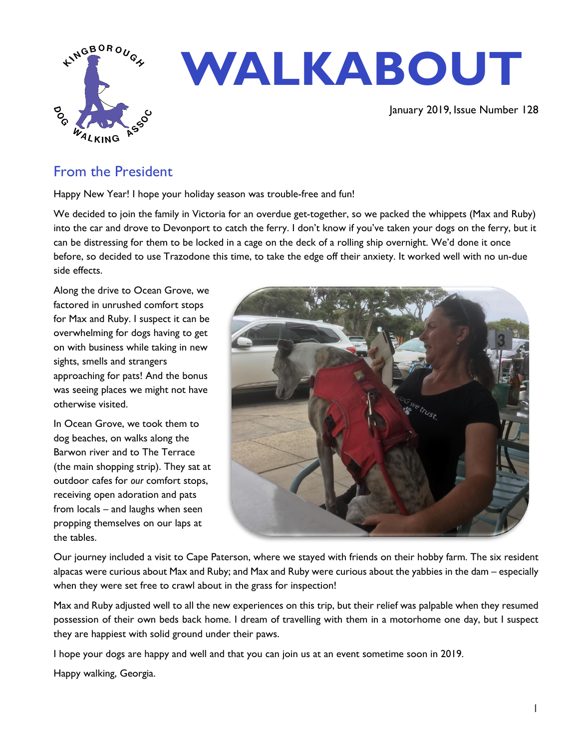# WALKABOUT

January 2019, Issue Number 128

## From the President

Happy New Year! I hope your holiday season was trouble-free and fun!

We decided to join the family in Victoria for an overdue get-together, so we packed the whippets (Max and Ruby) into the car and drove to Devonport to catch the ferry. I don't know if you've taken your dogs on the ferry, but it can be distressing for them to be locked in a cage on the deck of a rolling ship overnight. We'd done it once before, so decided to use Trazodone this time, to take the edge off their anxiety. It worked well with no un-due side effects.

Along the drive to Ocean Grove, we factored in unrushed comfort stops for Max and Ruby. I suspect it can be overwhelming for dogs having to get on with business while taking in new sights, smells and strangers approaching for pats! And the bonus was seeing places we might not have otherwise visited.

In Ocean Grove, we took them to dog beaches, on walks along the Barwon river and to The Terrace (the main shopping strip). They sat at outdoor cafes for *our* comfort stops, receiving open adoration and pats from locals – and laughs when seen propping themselves on our laps at the tables.

Our journey included a visit to Cape Paterson, where we stayed with friends on their hobby farm. The six resident alpacas were curious about Max and Ruby; and Max and Ruby were curious about the yabbies in the dam – especially when they were set free to crawl about in the grass for inspection!

Max and Ruby adjusted well to all the new experiences on this trip, but their relief was palpable when they resumed possession of their own beds back home. I dream of travelling with them in a motorhome one day, but I suspect they are happiest with solid ground under their paws.

I hope your dogs are happy and well and that you can join us at an event sometime soon in 2019.

Happy walking, Georgia.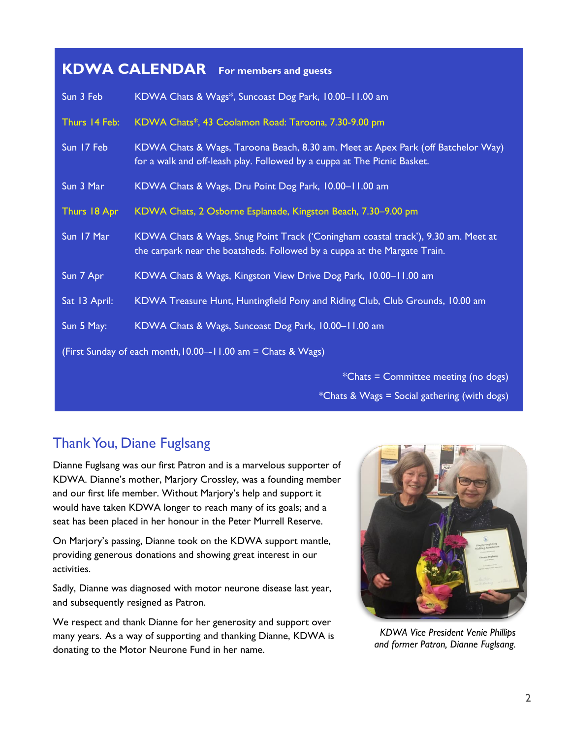## KDWA CALENDAR **For members and guests**

| | |
|---|---|
| Sun 3 Feb | KDWA Chats & Wags*, Suncoast Dog Park, 10.00–11.00 am |
| Thurs 14 Feb: | KDWA Chats*, 43 Coolamon Road: Taroona, 7.30-9.00 pm |
| Sun 17 Feb | KDWA Chats & Wags, Taroona Beach, 8.30 am. Meet at Apex Park (off Batchelor Way) for a walk and off-leash play. Followed by a cuppa at The Picnic Basket. |
| Sun 3 Mar | KDWA Chats & Wags, Dru Point Dog Park, 10.00–11.00 am |
| Thurs 18 Apr | KDWA Chats, 2 Osborne Esplanade, Kingston Beach, 7.30–9.00 pm |
| Sun 17 Mar | KDWA Chats & Wags, Snug Point Track ('Coningham coastal track'), 9.30 am. Meet at the carpark near the boatsheds. Followed by a cuppa at the Margate Train. |
| Sun 7 Apr | KDWA Chats & Wags, Kingston View Drive Dog Park, 10.00–11.00 am |
| Sat 13 April: | KDWA Treasure Hunt, Huntingfield Pony and Riding Club, Club Grounds, 10.00 am |
| Sun 5 May: | KDWA Chats & Wags, Suncoast Dog Park, 10.00–11.00 am |

(First Sunday of each month,10.00–-11.00 am = Chats & Wags)

*Chats = Committee meeting (no dogs)

*Chats & Wags = Social gathering (with dogs)

## Thank You, Diane Fuglsang

Dianne Fuglsang was our first Patron and is a marvelous supporter of KDWA. Dianne's mother, Marjory Crossley, was a founding member and our first life member. Without Marjory's help and support it would have taken KDWA longer to reach many of its goals; and a seat has been placed in her honour in the Peter Murrell Reserve.

On Marjory's passing, Dianne took on the KDWA support mantle, providing generous donations and showing great interest in our activities.

Sadly, Dianne was diagnosed with motor neurone disease last year, and subsequently resigned as Patron.

We respect and thank Dianne for her generosity and support over many years. As a way of supporting and thanking Dianne, KDWA is donating to the Motor Neurone Fund in her name.

*KDWA Vice President Venie Phillips and former Patron, Dianne Fuglsang.*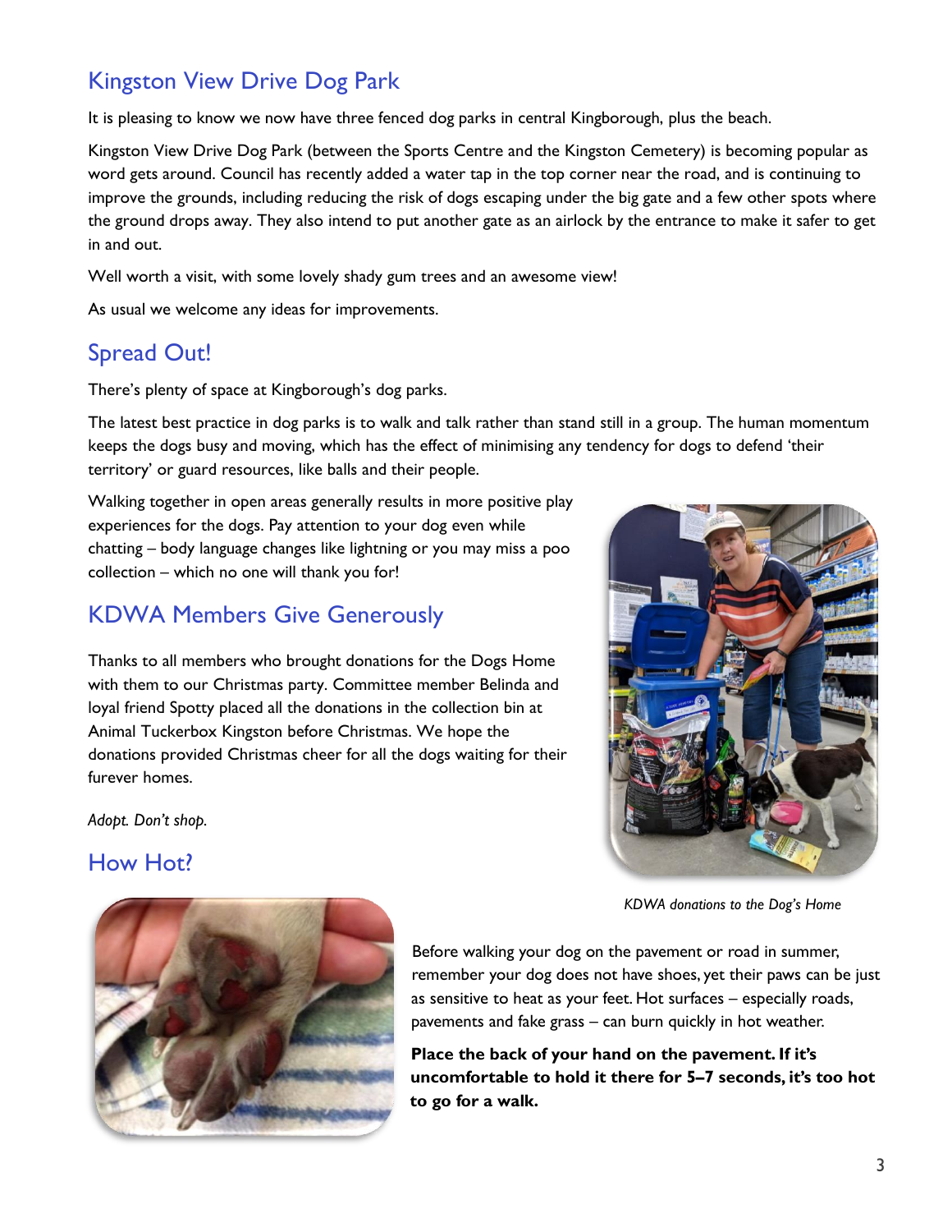## Kingston View Drive Dog Park

It is pleasing to know we now have three fenced dog parks in central Kingborough, plus the beach.

Kingston View Drive Dog Park (between the Sports Centre and the Kingston Cemetery) is becoming popular as word gets around. Council has recently added a water tap in the top corner near the road, and is continuing to improve the grounds, including reducing the risk of dogs escaping under the big gate and a few other spots where the ground drops away. They also intend to put another gate as an airlock by the entrance to make it safer to get in and out.

Well worth a visit, with some lovely shady gum trees and an awesome view!

As usual we welcome any ideas for improvements.

## Spread Out!

There's plenty of space at Kingborough's dog parks.

The latest best practice in dog parks is to walk and talk rather than stand still in a group. The human momentum keeps the dogs busy and moving, which has the effect of minimising any tendency for dogs to defend 'their territory' or guard resources, like balls and their people.

Walking together in open areas generally results in more positive play experiences for the dogs. Pay attention to your dog even while chatting – body language changes like lightning or you may miss a poo collection – which no one will thank you for!

## KDWA Members Give Generously

Thanks to all members who brought donations for the Dogs Home with them to our Christmas party. Committee member Belinda and loyal friend Spotty placed all the donations in the collection bin at Animal Tuckerbox Kingston before Christmas. We hope the donations provided Christmas cheer for all the dogs waiting for their furever homes.

*Adopt. Don't shop.*

*KDWA donations to the Dog's Home*

## How Hot?

Before walking your dog on the pavement or road in summer, remember your dog does not have shoes, yet their paws can be just as sensitive to heat as your feet. Hot surfaces – especially roads, pavements and fake grass – can burn quickly in hot weather.

**Place the back of your hand on the pavement. If it's uncomfortable to hold it there for 5–7 seconds, it's too hot to go for a walk.**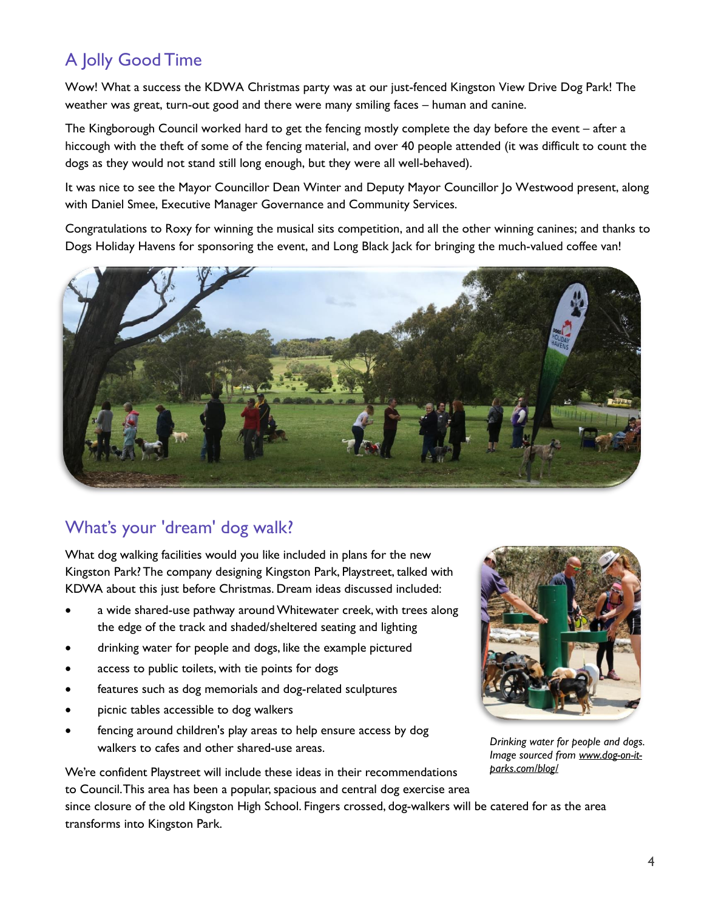## A Jolly Good Time

Wow! What a success the KDWA Christmas party was at our just-fenced Kingston View Drive Dog Park! The weather was great, turn-out good and there were many smiling faces – human and canine.

The Kingborough Council worked hard to get the fencing mostly complete the day before the event – after a hiccough with the theft of some of the fencing material, and over 40 people attended (it was difficult to count the dogs as they would not stand still long enough, but they were all well-behaved).

It was nice to see the Mayor Councillor Dean Winter and Deputy Mayor Councillor Jo Westwood present, along with Daniel Smee, Executive Manager Governance and Community Services.

Congratulations to Roxy for winning the musical sits competition, and all the other winning canines; and thanks to Dogs Holiday Havens for sponsoring the event, and Long Black Jack for bringing the much-valued coffee van!

## What's your 'dream' dog walk?

What dog walking facilities would you like included in plans for the new Kingston Park? The company designing Kingston Park, Playstreet, talked with KDWA about this just before Christmas. Dream ideas discussed included:

- a wide shared-use pathway around Whitewater creek, with trees along the edge of the track and shaded/sheltered seating and lighting
- drinking water for people and dogs, like the example pictured
- access to public toilets, with tie points for dogs
- features such as dog memorials and dog-related sculptures
- picnic tables accessible to dog walkers
- fencing around children's play areas to help ensure access by dog walkers to cafes and other shared-use areas.

*Drinking water for people and dogs. Image sourced from www.dog-on-it-parks.com/blog/*

We're confident Playstreet will include these ideas in their recommendations to Council. This area has been a popular, spacious and central dog exercise area since closure of the old Kingston High School. Fingers crossed, dog-walkers will be catered for as the area transforms into Kingston Park.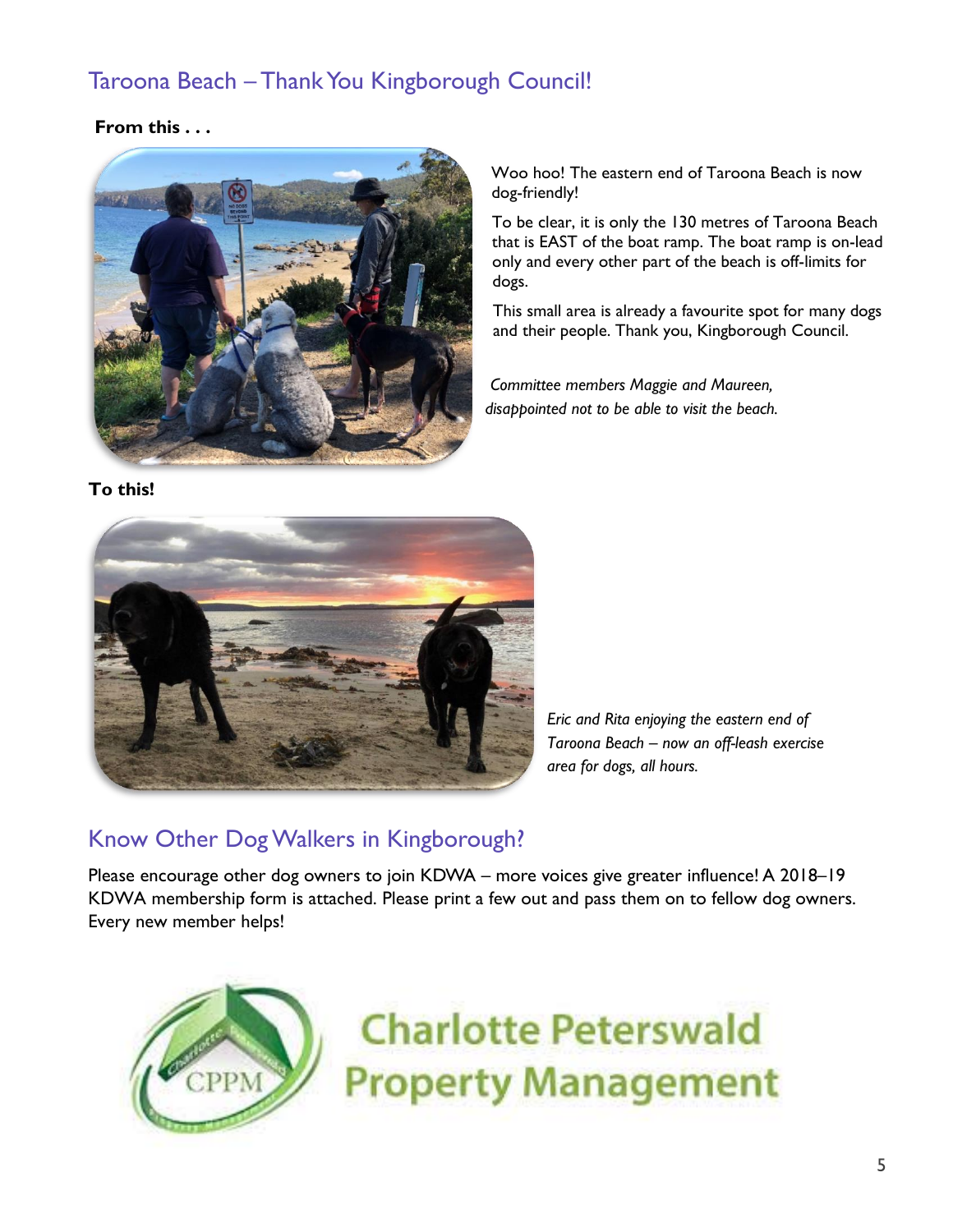## Taroona Beach – Thank You Kingborough Council!

**From this . . .**

Woo hoo! The eastern end of Taroona Beach is now dog-friendly!

To be clear, it is only the 130 metres of Taroona Beach that is EAST of the boat ramp. The boat ramp is on-lead only and every other part of the beach is off-limits for dogs.

This small area is already a favourite spot for many dogs and their people. Thank you, Kingborough Council.

*Committee members Maggie and Maureen, disappointed not to be able to visit the beach.*

**To this!**

*Eric and Rita enjoying the eastern end of Taroona Beach – now an off-leash exercise area for dogs, all hours.*

## Know Other Dog Walkers in Kingborough?

Please encourage other dog owners to join KDWA – more voices give greater influence! A 2018–19 KDWA membership form is attached. Please print a few out and pass them on to fellow dog owners. Every new member helps!

Charlotte Peterswald Property Management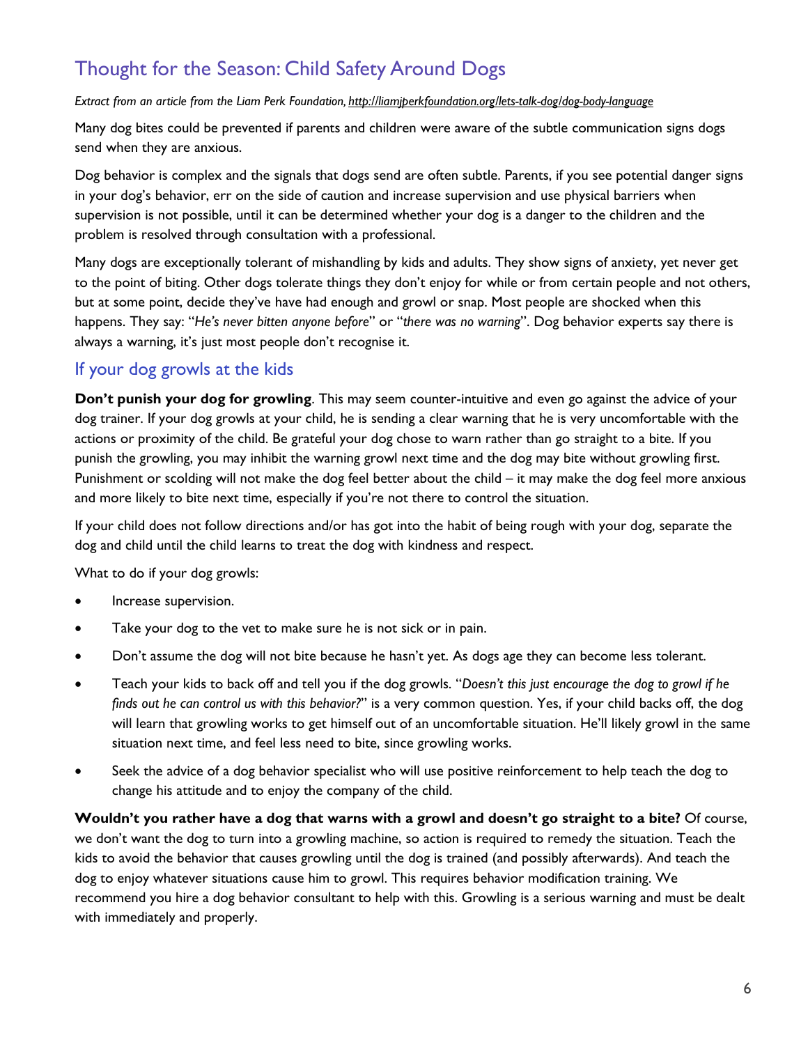## Thought for the Season: Child Safety Around Dogs

*Extract from an article from the Liam Perk Foundation, http://liamjperkfoundation.org/lets-talk-dog/dog-body-language*

Many dog bites could be prevented if parents and children were aware of the subtle communication signs dogs send when they are anxious.

Dog behavior is complex and the signals that dogs send are often subtle. Parents, if you see potential danger signs in your dog's behavior, err on the side of caution and increase supervision and use physical barriers when supervision is not possible, until it can be determined whether your dog is a danger to the children and the problem is resolved through consultation with a professional.

Many dogs are exceptionally tolerant of mishandling by kids and adults. They show signs of anxiety, yet never get to the point of biting. Other dogs tolerate things they don't enjoy for while or from certain people and not others, but at some point, decide they've have had enough and growl or snap. Most people are shocked when this happens. They say: "*He's never bitten anyone before*" or "*there was no warning*". Dog behavior experts say there is always a warning, it's just most people don't recognise it.

### If your dog growls at the kids

**Don't punish your dog for growling**. This may seem counter-intuitive and even go against the advice of your dog trainer. If your dog growls at your child, he is sending a clear warning that he is very uncomfortable with the actions or proximity of the child. Be grateful your dog chose to warn rather than go straight to a bite. If you punish the growling, you may inhibit the warning growl next time and the dog may bite without growling first. Punishment or scolding will not make the dog feel better about the child – it may make the dog feel more anxious and more likely to bite next time, especially if you're not there to control the situation.

If your child does not follow directions and/or has got into the habit of being rough with your dog, separate the dog and child until the child learns to treat the dog with kindness and respect.

What to do if your dog growls:

- Increase supervision.
- Take your dog to the vet to make sure he is not sick or in pain.
- Don't assume the dog will not bite because he hasn't yet. As dogs age they can become less tolerant.
- Teach your kids to back off and tell you if the dog growls. "*Doesn't this just encourage the dog to growl if he finds out he can control us with this behavior?*" is a very common question. Yes, if your child backs off, the dog will learn that growling works to get himself out of an uncomfortable situation. He'll likely growl in the same situation next time, and feel less need to bite, since growling works.
- Seek the advice of a dog behavior specialist who will use positive reinforcement to help teach the dog to change his attitude and to enjoy the company of the child.

**Wouldn't you rather have a dog that warns with a growl and doesn't go straight to a bite?** Of course, we don't want the dog to turn into a growling machine, so action is required to remedy the situation. Teach the kids to avoid the behavior that causes growling until the dog is trained (and possibly afterwards). And teach the dog to enjoy whatever situations cause him to growl. This requires behavior modification training. We recommend you hire a dog behavior consultant to help with this. Growling is a serious warning and must be dealt with immediately and properly.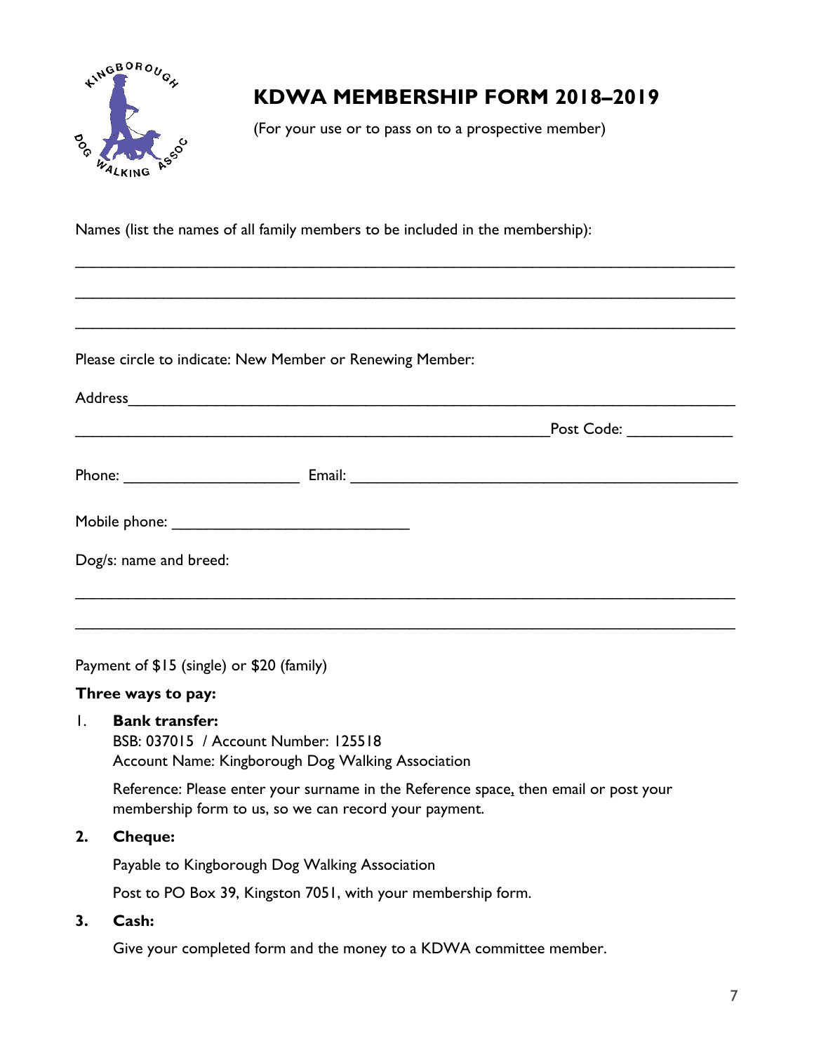# KDWA MEMBERSHIP FORM 2018–2019

(For your use or to pass on to a prospective member)

Names (list the names of all family members to be included in the membership):

_______________________________________________________________________________

_______________________________________________________________________________

_______________________________________________________________________________

Please circle to indicate: New Member or Renewing Member:

Address_________________________________________________________________________

_________________________________________________________Post Code: ____________

Phone: _____________________ Email: ____________________________________________

Mobile phone: ___________________________

Dog/s: name and breed:

_______________________________________________________________________________

_______________________________________________________________________________

Payment of $15 (single) or $20 (family)

**Three ways to pay:**

1. **Bank transfer:**
   BSB: 037015 / Account Number: 125518
   Account Name: Kingborough Dog Walking Association

   Reference: Please enter your surname in the Reference space, then email or post your membership form to us, so we can record your payment.

2. **Cheque:**

   Payable to Kingborough Dog Walking Association

   Post to PO Box 39, Kingston 7051, with your membership form.

3. **Cash:**

   Give your completed form and the money to a KDWA committee member.